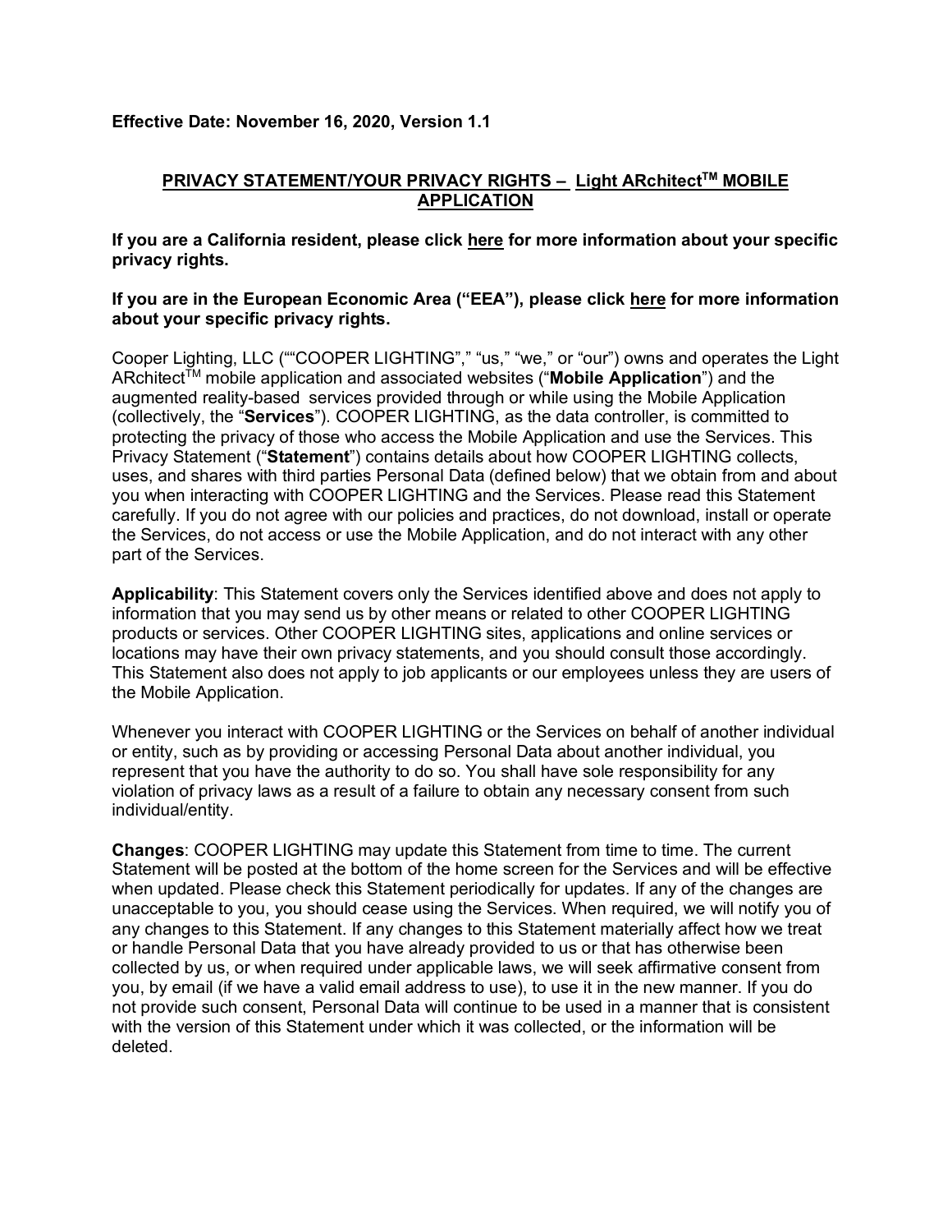**Effective Date: November 16, 2020, Version 1.1**

## PRIVACY STATEMENT/YOUR PRIVACY RIGHTS – Light ARchitect™ MOBILE APPLICATION

**If you are a California resident, please click here for more information about your specific privacy rights.**

**If you are in the European Economic Area ("EEA"), please click here for more information about your specific privacy rights.**

Cooper Lighting, LLC (""COOPER LIGHTING"," "us," "we," or "our") owns and operates the Light ARchitect™ mobile application and associated websites ("**Mobile Application**") and the augmented reality-based services provided through or while using the Mobile Application (collectively, the "**Services**"). COOPER LIGHTING, as the data controller, is committed to protecting the privacy of those who access the Mobile Application and use the Services. This Privacy Statement ("**Statement**") contains details about how COOPER LIGHTING collects, uses, and shares with third parties Personal Data (defined below) that we obtain from and about you when interacting with COOPER LIGHTING and the Services. Please read this Statement carefully. If you do not agree with our policies and practices, do not download, install or operate the Services, do not access or use the Mobile Application, and do not interact with any other part of the Services.

**Applicability**: This Statement covers only the Services identified above and does not apply to information that you may send us by other means or related to other COOPER LIGHTING products or services. Other COOPER LIGHTING sites, applications and online services or locations may have their own privacy statements, and you should consult those accordingly. This Statement also does not apply to job applicants or our employees unless they are users of the Mobile Application.

Whenever you interact with COOPER LIGHTING or the Services on behalf of another individual or entity, such as by providing or accessing Personal Data about another individual, you represent that you have the authority to do so. You shall have sole responsibility for any violation of privacy laws as a result of a failure to obtain any necessary consent from such individual/entity.

**Changes**: COOPER LIGHTING may update this Statement from time to time. The current Statement will be posted at the bottom of the home screen for the Services and will be effective when updated. Please check this Statement periodically for updates. If any of the changes are unacceptable to you, you should cease using the Services. When required, we will notify you of any changes to this Statement. If any changes to this Statement materially affect how we treat or handle Personal Data that you have already provided to us or that has otherwise been collected by us, or when required under applicable laws, we will seek affirmative consent from you, by email (if we have a valid email address to use), to use it in the new manner. If you do not provide such consent, Personal Data will continue to be used in a manner that is consistent with the version of this Statement under which it was collected, or the information will be deleted.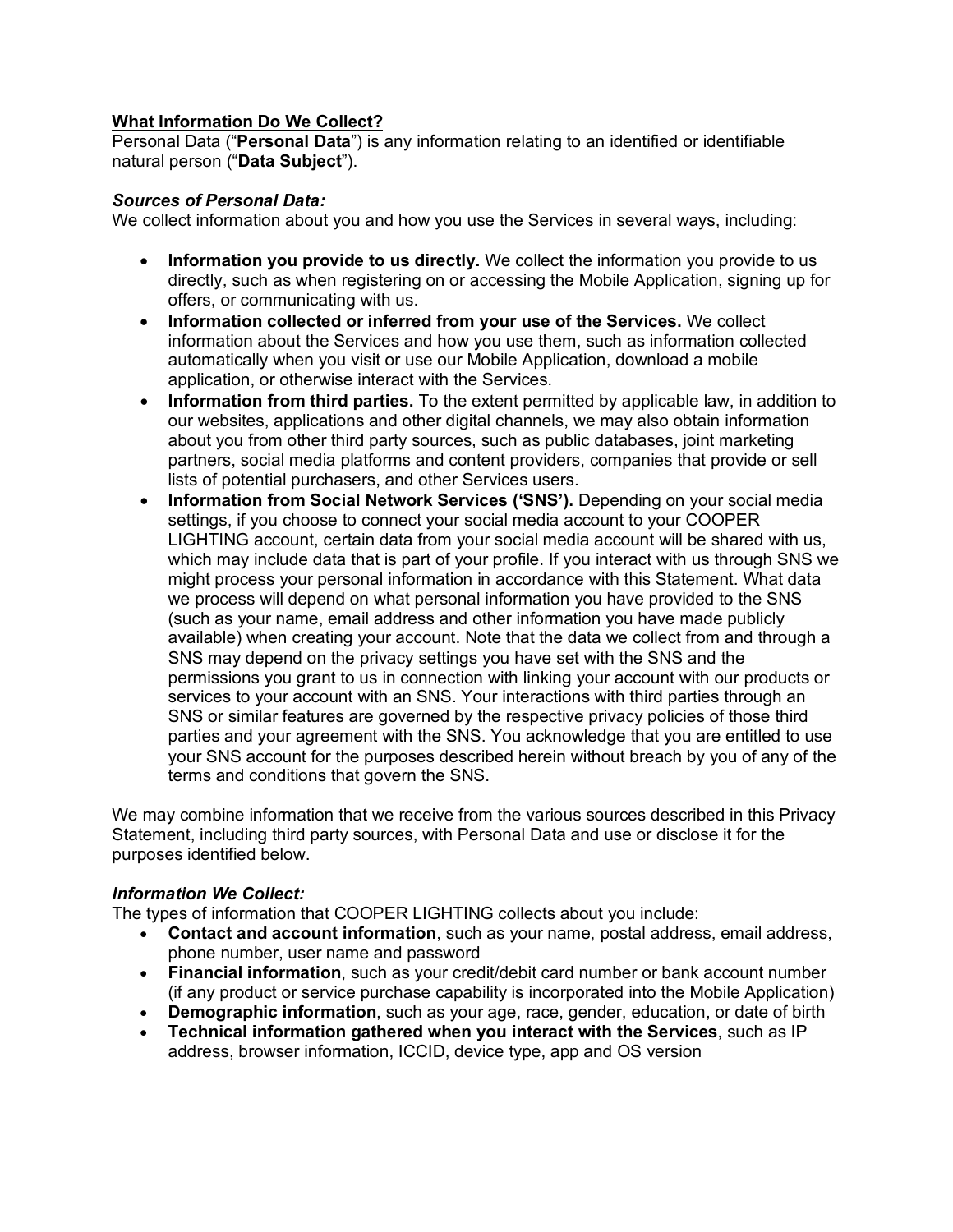**What Information Do We Collect?**

Personal Data ("**Personal Data**") is any information relating to an identified or identifiable natural person ("**Data Subject**").

***Sources of Personal Data:***

We collect information about you and how you use the Services in several ways, including:

- **Information you provide to us directly.** We collect the information you provide to us directly, such as when registering on or accessing the Mobile Application, signing up for offers, or communicating with us.
- **Information collected or inferred from your use of the Services.** We collect information about the Services and how you use them, such as information collected automatically when you visit or use our Mobile Application, download a mobile application, or otherwise interact with the Services.
- **Information from third parties.** To the extent permitted by applicable law, in addition to our websites, applications and other digital channels, we may also obtain information about you from other third party sources, such as public databases, joint marketing partners, social media platforms and content providers, companies that provide or sell lists of potential purchasers, and other Services users.
- **Information from Social Network Services ('SNS').** Depending on your social media settings, if you choose to connect your social media account to your COOPER LIGHTING account, certain data from your social media account will be shared with us, which may include data that is part of your profile. If you interact with us through SNS we might process your personal information in accordance with this Statement. What data we process will depend on what personal information you have provided to the SNS (such as your name, email address and other information you have made publicly available) when creating your account. Note that the data we collect from and through a SNS may depend on the privacy settings you have set with the SNS and the permissions you grant to us in connection with linking your account with our products or services to your account with an SNS. Your interactions with third parties through an SNS or similar features are governed by the respective privacy policies of those third parties and your agreement with the SNS. You acknowledge that you are entitled to use your SNS account for the purposes described herein without breach by you of any of the terms and conditions that govern the SNS.

We may combine information that we receive from the various sources described in this Privacy Statement, including third party sources, with Personal Data and use or disclose it for the purposes identified below.

***Information We Collect:***

The types of information that COOPER LIGHTING collects about you include:

- **Contact and account information**, such as your name, postal address, email address, phone number, user name and password
- **Financial information**, such as your credit/debit card number or bank account number (if any product or service purchase capability is incorporated into the Mobile Application)
- **Demographic information**, such as your age, race, gender, education, or date of birth
- **Technical information gathered when you interact with the Services**, such as IP address, browser information, ICCID, device type, app and OS version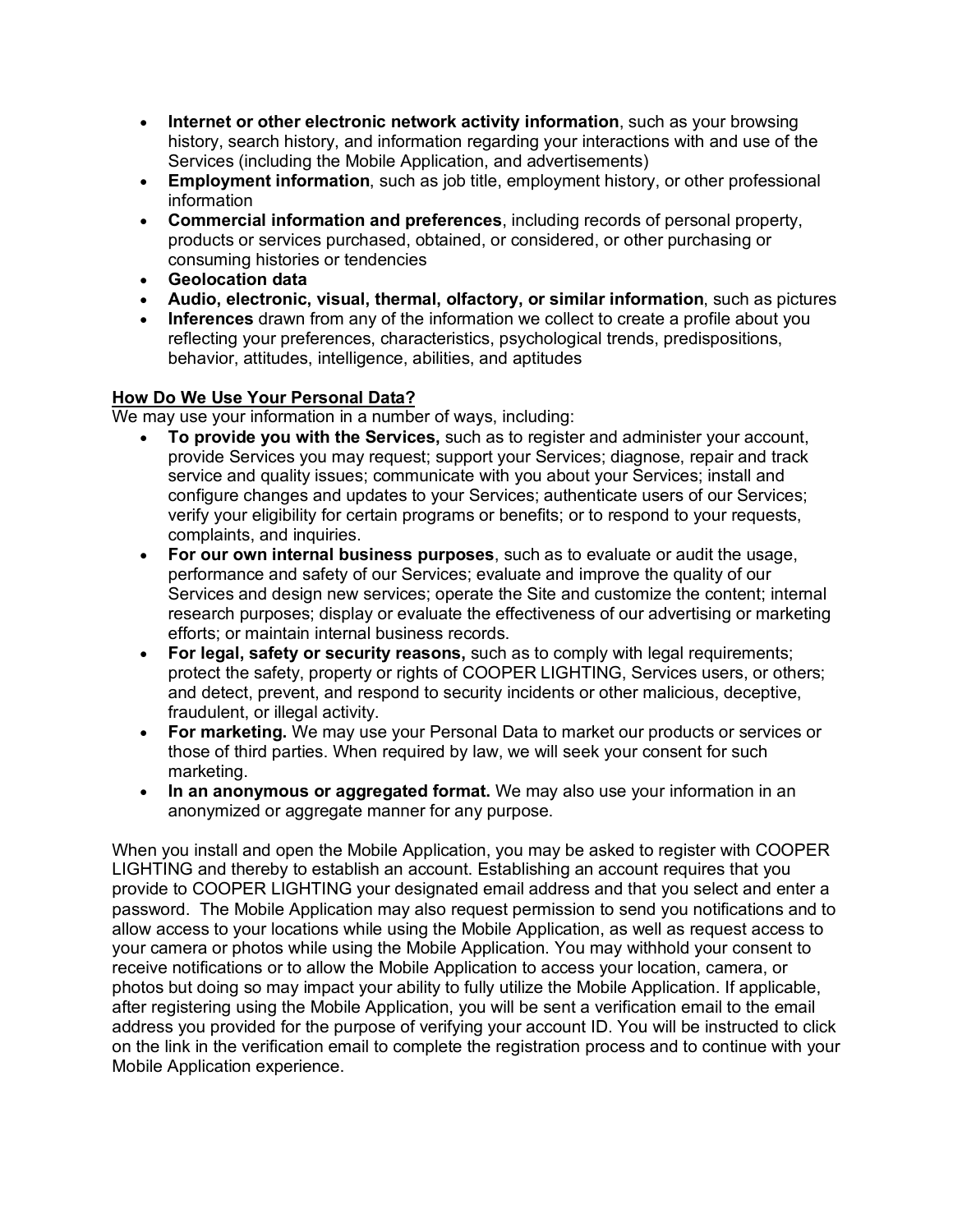- **Internet or other electronic network activity information**, such as your browsing history, search history, and information regarding your interactions with and use of the Services (including the Mobile Application, and advertisements)
- **Employment information**, such as job title, employment history, or other professional information
- **Commercial information and preferences**, including records of personal property, products or services purchased, obtained, or considered, or other purchasing or consuming histories or tendencies
- **Geolocation data**
- **Audio, electronic, visual, thermal, olfactory, or similar information**, such as pictures
- **Inferences** drawn from any of the information we collect to create a profile about you reflecting your preferences, characteristics, psychological trends, predispositions, behavior, attitudes, intelligence, abilities, and aptitudes

## How Do We Use Your Personal Data?

We may use your information in a number of ways, including:

- **To provide you with the Services,** such as to register and administer your account, provide Services you may request; support your Services; diagnose, repair and track service and quality issues; communicate with you about your Services; install and configure changes and updates to your Services; authenticate users of our Services; verify your eligibility for certain programs or benefits; or to respond to your requests, complaints, and inquiries.
- **For our own internal business purposes**, such as to evaluate or audit the usage, performance and safety of our Services; evaluate and improve the quality of our Services and design new services; operate the Site and customize the content; internal research purposes; display or evaluate the effectiveness of our advertising or marketing efforts; or maintain internal business records.
- **For legal, safety or security reasons,** such as to comply with legal requirements; protect the safety, property or rights of COOPER LIGHTING, Services users, or others; and detect, prevent, and respond to security incidents or other malicious, deceptive, fraudulent, or illegal activity.
- **For marketing.** We may use your Personal Data to market our products or services or those of third parties. When required by law, we will seek your consent for such marketing.
- **In an anonymous or aggregated format.** We may also use your information in an anonymized or aggregate manner for any purpose.

When you install and open the Mobile Application, you may be asked to register with COOPER LIGHTING and thereby to establish an account. Establishing an account requires that you provide to COOPER LIGHTING your designated email address and that you select and enter a password. The Mobile Application may also request permission to send you notifications and to allow access to your locations while using the Mobile Application, as well as request access to your camera or photos while using the Mobile Application. You may withhold your consent to receive notifications or to allow the Mobile Application to access your location, camera, or photos but doing so may impact your ability to fully utilize the Mobile Application. If applicable, after registering using the Mobile Application, you will be sent a verification email to the email address you provided for the purpose of verifying your account ID. You will be instructed to click on the link in the verification email to complete the registration process and to continue with your Mobile Application experience.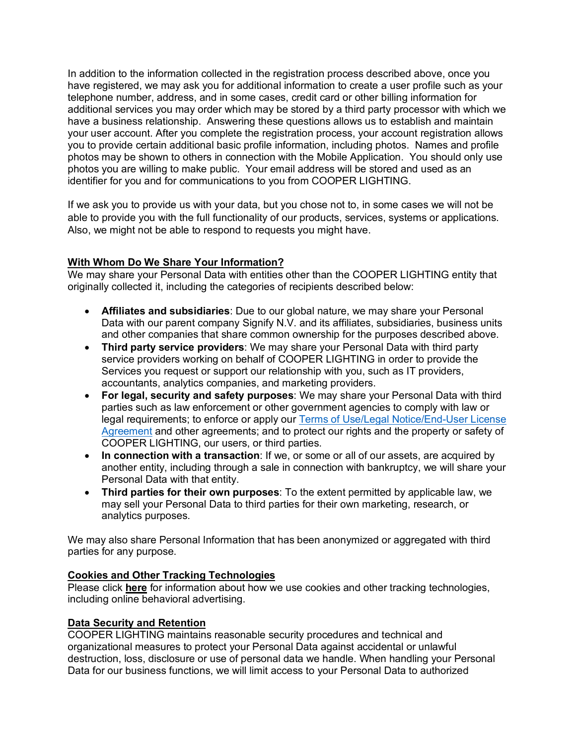In addition to the information collected in the registration process described above, once you have registered, we may ask you for additional information to create a user profile such as your telephone number, address, and in some cases, credit card or other billing information for additional services you may order which may be stored by a third party processor with which we have a business relationship. Answering these questions allows us to establish and maintain your user account. After you complete the registration process, your account registration allows you to provide certain additional basic profile information, including photos. Names and profile photos may be shown to others in connection with the Mobile Application. You should only use photos you are willing to make public. Your email address will be stored and used as an identifier for you and for communications to you from COOPER LIGHTING.

If we ask you to provide us with your data, but you chose not to, in some cases we will not be able to provide you with the full functionality of our products, services, systems or applications. Also, we might not be able to respond to requests you might have.

## With Whom Do We Share Your Information?

We may share your Personal Data with entities other than the COOPER LIGHTING entity that originally collected it, including the categories of recipients described below:

- **Affiliates and subsidiaries**: Due to our global nature, we may share your Personal Data with our parent company Signify N.V. and its affiliates, subsidiaries, business units and other companies that share common ownership for the purposes described above.
- **Third party service providers**: We may share your Personal Data with third party service providers working on behalf of COOPER LIGHTING in order to provide the Services you request or support our relationship with you, such as IT providers, accountants, analytics companies, and marketing providers.
- **For legal, security and safety purposes**: We may share your Personal Data with third parties such as law enforcement or other government agencies to comply with law or legal requirements; to enforce or apply our Terms of Use/Legal Notice/End-User License Agreement and other agreements; and to protect our rights and the property or safety of COOPER LIGHTING, our users, or third parties.
- **In connection with a transaction**: If we, or some or all of our assets, are acquired by another entity, including through a sale in connection with bankruptcy, we will share your Personal Data with that entity.
- **Third parties for their own purposes**: To the extent permitted by applicable law, we may sell your Personal Data to third parties for their own marketing, research, or analytics purposes.

We may also share Personal Information that has been anonymized or aggregated with third parties for any purpose.

## Cookies and Other Tracking Technologies

Please click **here** for information about how we use cookies and other tracking technologies, including online behavioral advertising.

## Data Security and Retention

COOPER LIGHTING maintains reasonable security procedures and technical and organizational measures to protect your Personal Data against accidental or unlawful destruction, loss, disclosure or use of personal data we handle. When handling your Personal Data for our business functions, we will limit access to your Personal Data to authorized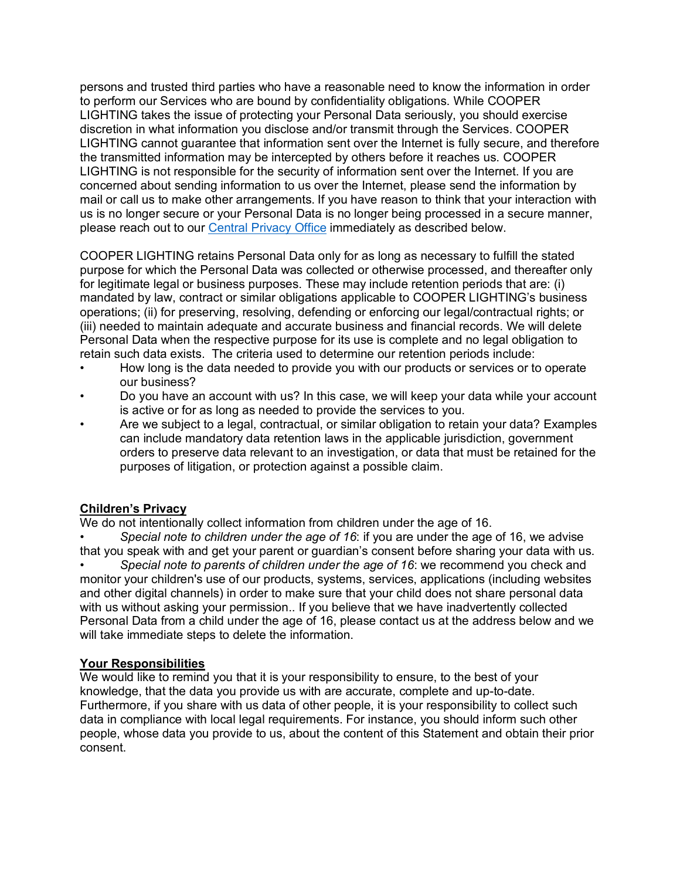persons and trusted third parties who have a reasonable need to know the information in order to perform our Services who are bound by confidentiality obligations. While COOPER LIGHTING takes the issue of protecting your Personal Data seriously, you should exercise discretion in what information you disclose and/or transmit through the Services. COOPER LIGHTING cannot guarantee that information sent over the Internet is fully secure, and therefore the transmitted information may be intercepted by others before it reaches us. COOPER LIGHTING is not responsible for the security of information sent over the Internet. If you are concerned about sending information to us over the Internet, please send the information by mail or call us to make other arrangements. If you have reason to think that your interaction with us is no longer secure or your Personal Data is no longer being processed in a secure manner, please reach out to our [Central Privacy Office] immediately as described below.

COOPER LIGHTING retains Personal Data only for as long as necessary to fulfill the stated purpose for which the Personal Data was collected or otherwise processed, and thereafter only for legitimate legal or business purposes. These may include retention periods that are: (i) mandated by law, contract or similar obligations applicable to COOPER LIGHTING's business operations; (ii) for preserving, resolving, defending or enforcing our legal/contractual rights; or (iii) needed to maintain adequate and accurate business and financial records. We will delete Personal Data when the respective purpose for its use is complete and no legal obligation to retain such data exists. The criteria used to determine our retention periods include:

- How long is the data needed to provide you with our products or services or to operate our business?
- Do you have an account with us? In this case, we will keep your data while your account is active or for as long as needed to provide the services to you.
- Are we subject to a legal, contractual, or similar obligation to retain your data? Examples can include mandatory data retention laws in the applicable jurisdiction, government orders to preserve data relevant to an investigation, or data that must be retained for the purposes of litigation, or protection against a possible claim.

**Children's Privacy**

We do not intentionally collect information from children under the age of 16.

- *Special note to children under the age of 16*: if you are under the age of 16, we advise that you speak with and get your parent or guardian's consent before sharing your data with us.
- *Special note to parents of children under the age of 16*: we recommend you check and monitor your children's use of our products, systems, services, applications (including websites and other digital channels) in order to make sure that your child does not share personal data with us without asking your permission.. If you believe that we have inadvertently collected Personal Data from a child under the age of 16, please contact us at the address below and we will take immediate steps to delete the information.

**Your Responsibilities**

We would like to remind you that it is your responsibility to ensure, to the best of your knowledge, that the data you provide us with are accurate, complete and up-to-date. Furthermore, if you share with us data of other people, it is your responsibility to collect such data in compliance with local legal requirements. For instance, you should inform such other people, whose data you provide to us, about the content of this Statement and obtain their prior consent.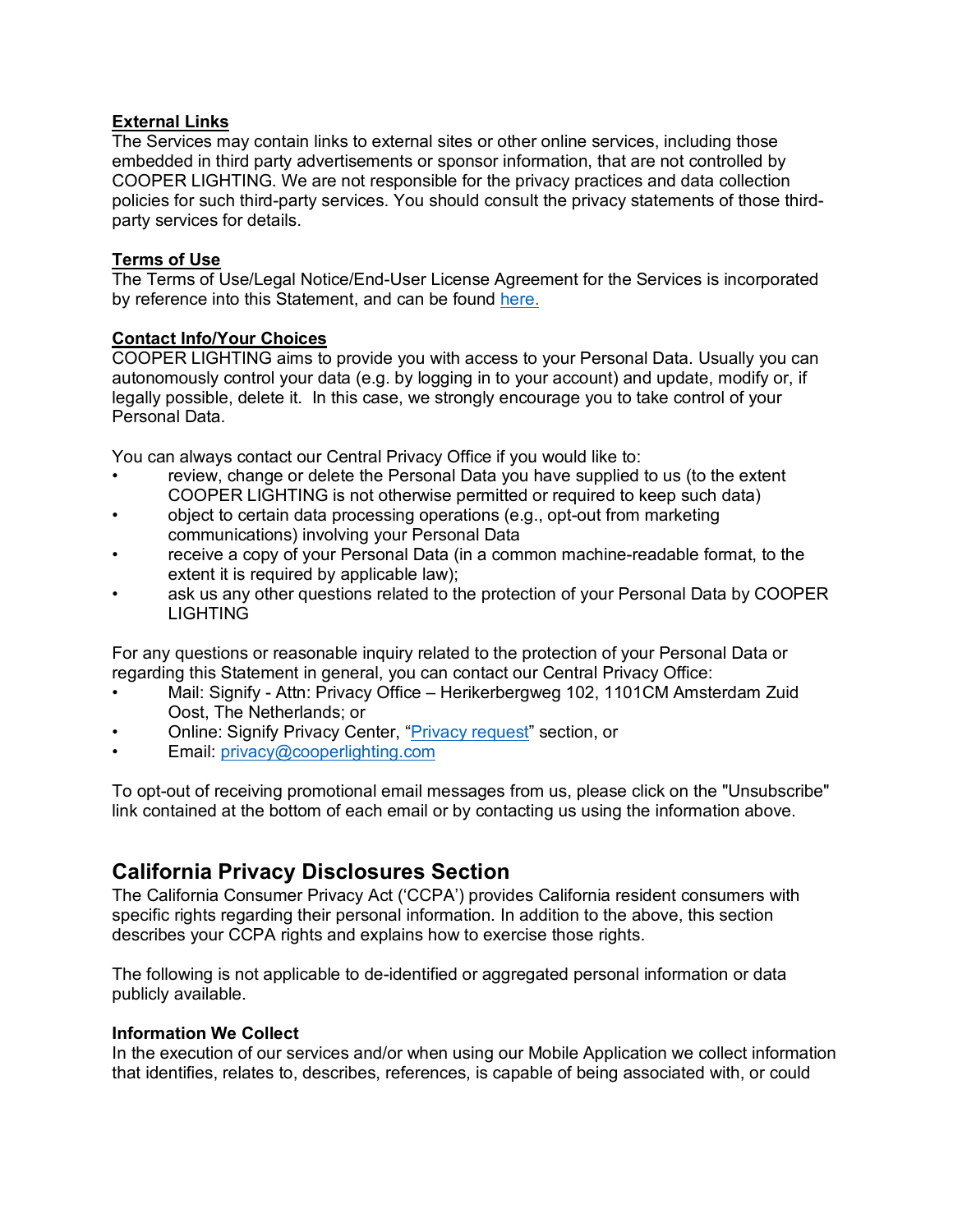**External Links**

The Services may contain links to external sites or other online services, including those embedded in third party advertisements or sponsor information, that are not controlled by COOPER LIGHTING. We are not responsible for the privacy practices and data collection policies for such third-party services. You should consult the privacy statements of those third-party services for details.

**Terms of Use**

The Terms of Use/Legal Notice/End-User License Agreement for the Services is incorporated by reference into this Statement, and can be found here.

**Contact Info/Your Choices**

COOPER LIGHTING aims to provide you with access to your Personal Data. Usually you can autonomously control your data (e.g. by logging in to your account) and update, modify or, if legally possible, delete it. In this case, we strongly encourage you to take control of your Personal Data.

You can always contact our Central Privacy Office if you would like to:

- review, change or delete the Personal Data you have supplied to us (to the extent COOPER LIGHTING is not otherwise permitted or required to keep such data)
- object to certain data processing operations (e.g., opt-out from marketing communications) involving your Personal Data
- receive a copy of your Personal Data (in a common machine-readable format, to the extent it is required by applicable law);
- ask us any other questions related to the protection of your Personal Data by COOPER LIGHTING

For any questions or reasonable inquiry related to the protection of your Personal Data or regarding this Statement in general, you can contact our Central Privacy Office:

- Mail: Signify - Attn: Privacy Office – Herikerbergweg 102, 1101CM Amsterdam Zuid Oost, The Netherlands; or
- Online: Signify Privacy Center, "Privacy request" section, or
- Email: privacy@cooperlighting.com

To opt-out of receiving promotional email messages from us, please click on the "Unsubscribe" link contained at the bottom of each email or by contacting us using the information above.

## California Privacy Disclosures Section

The California Consumer Privacy Act ('CCPA') provides California resident consumers with specific rights regarding their personal information. In addition to the above, this section describes your CCPA rights and explains how to exercise those rights.

The following is not applicable to de-identified or aggregated personal information or data publicly available.

**Information We Collect**

In the execution of our services and/or when using our Mobile Application we collect information that identifies, relates to, describes, references, is capable of being associated with, or could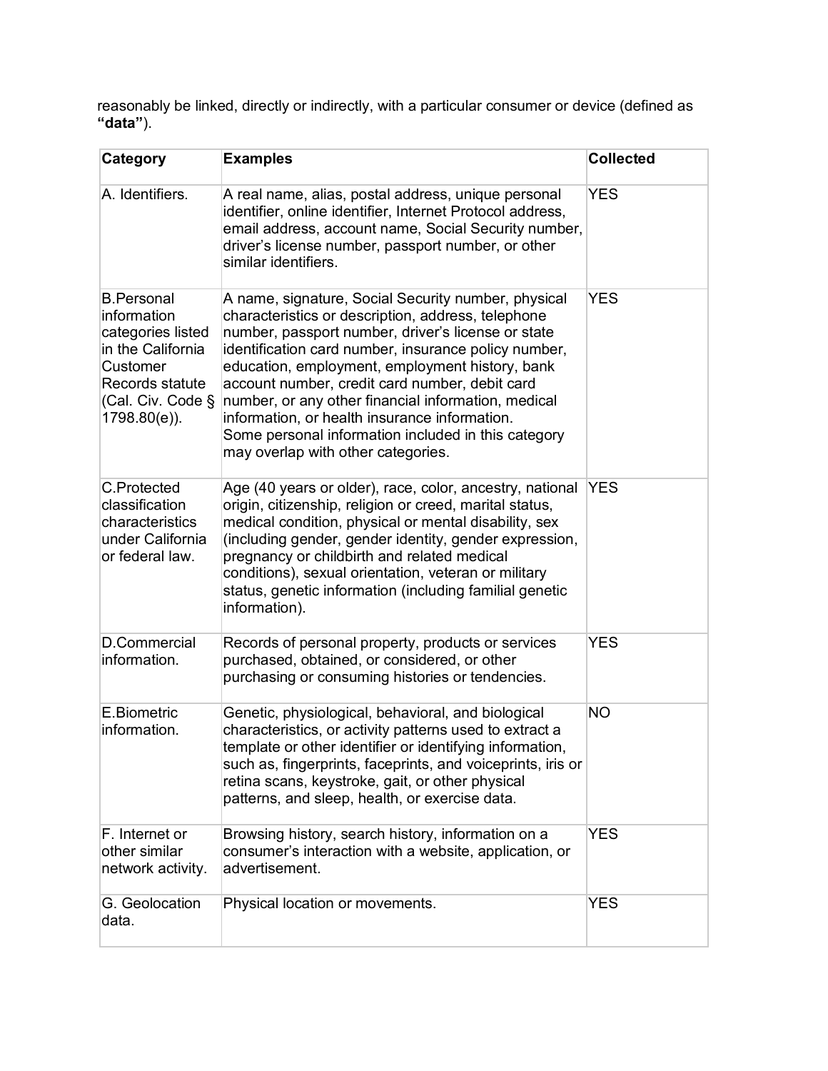reasonably be linked, directly or indirectly, with a particular consumer or device (defined as **"data"**).

| Category | Examples | Collected |
|---|---|---|
| A. Identifiers. | A real name, alias, postal address, unique personal identifier, online identifier, Internet Protocol address, email address, account name, Social Security number, driver's license number, passport number, or other similar identifiers. | YES |
| B.Personal information categories listed in the California Customer Records statute (Cal. Civ. Code § 1798.80(e)). | A name, signature, Social Security number, physical characteristics or description, address, telephone number, passport number, driver's license or state identification card number, insurance policy number, education, employment, employment history, bank account number, credit card number, debit card number, or any other financial information, medical information, or health insurance information. Some personal information included in this category may overlap with other categories. | YES |
| C.Protected classification characteristics under California or federal law. | Age (40 years or older), race, color, ancestry, national origin, citizenship, religion or creed, marital status, medical condition, physical or mental disability, sex (including gender, gender identity, gender expression, pregnancy or childbirth and related medical conditions), sexual orientation, veteran or military status, genetic information (including familial genetic information). | YES |
| D.Commercial information. | Records of personal property, products or services purchased, obtained, or considered, or other purchasing or consuming histories or tendencies. | YES |
| E.Biometric information. | Genetic, physiological, behavioral, and biological characteristics, or activity patterns used to extract a template or other identifier or identifying information, such as, fingerprints, faceprints, and voiceprints, iris or retina scans, keystroke, gait, or other physical patterns, and sleep, health, or exercise data. | NO |
| F. Internet or other similar network activity. | Browsing history, search history, information on a consumer's interaction with a website, application, or advertisement. | YES |
| G. Geolocation data. | Physical location or movements. | YES |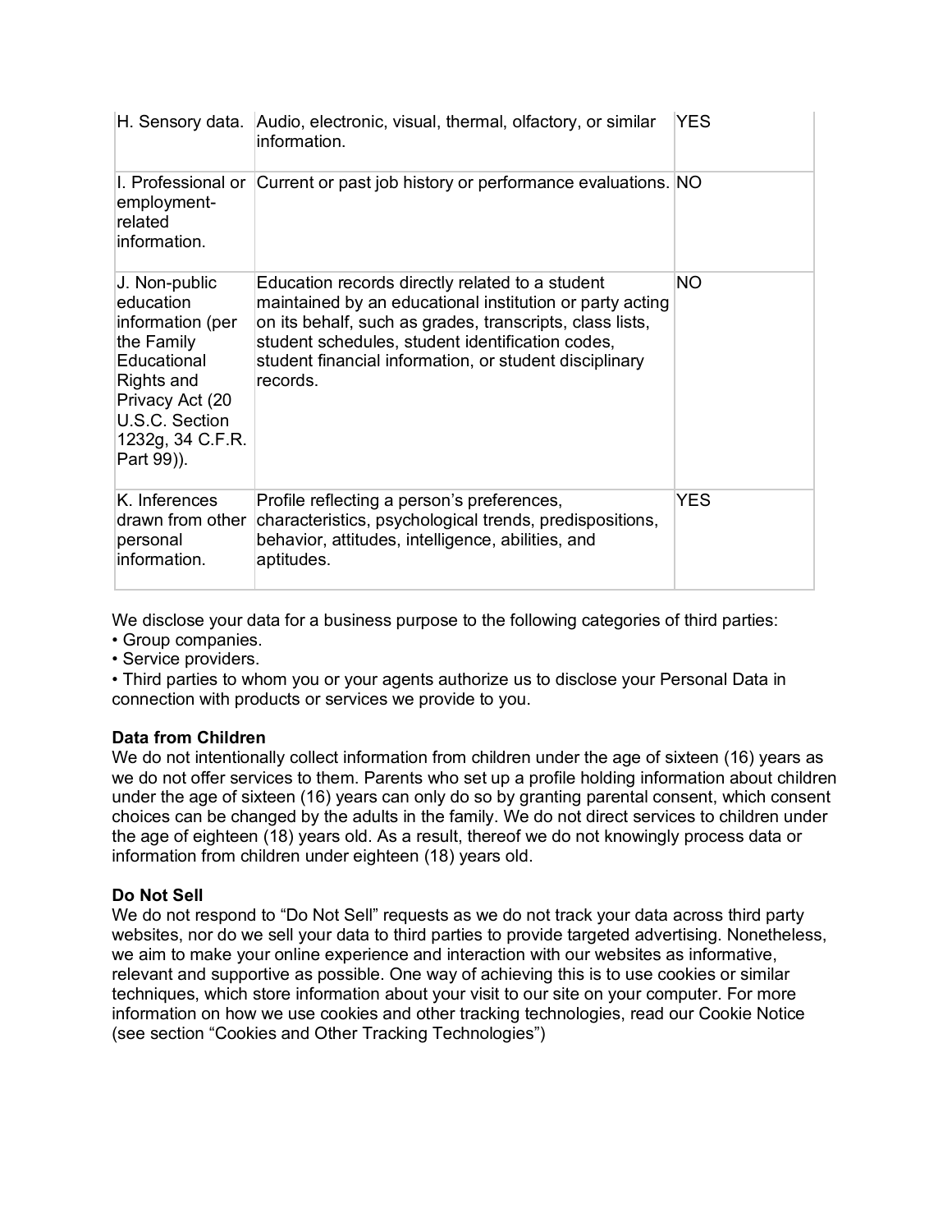| | | |
|---|---|---|
| H. Sensory data. | Audio, electronic, visual, thermal, olfactory, or similar information. | YES |
| I. Professional or employment-related information. | Current or past job history or performance evaluations. | NO |
| J. Non-public education information (per the Family Educational Rights and Privacy Act (20 U.S.C. Section 1232g, 34 C.F.R. Part 99)). | Education records directly related to a student maintained by an educational institution or party acting on its behalf, such as grades, transcripts, class lists, student schedules, student identification codes, student financial information, or student disciplinary records. | NO |
| K. Inferences drawn from other personal information. | Profile reflecting a person's preferences, characteristics, psychological trends, predispositions, behavior, attitudes, intelligence, abilities, and aptitudes. | YES |

We disclose your data for a business purpose to the following categories of third parties:
• Group companies.
• Service providers.
• Third parties to whom you or your agents authorize us to disclose your Personal Data in connection with products or services we provide to you.

**Data from Children**
We do not intentionally collect information from children under the age of sixteen (16) years as we do not offer services to them. Parents who set up a profile holding information about children under the age of sixteen (16) years can only do so by granting parental consent, which consent choices can be changed by the adults in the family. We do not direct services to children under the age of eighteen (18) years old. As a result, thereof we do not knowingly process data or information from children under eighteen (18) years old.

**Do Not Sell**
We do not respond to "Do Not Sell" requests as we do not track your data across third party websites, nor do we sell your data to third parties to provide targeted advertising. Nonetheless, we aim to make your online experience and interaction with our websites as informative, relevant and supportive as possible. One way of achieving this is to use cookies or similar techniques, which store information about your visit to our site on your computer. For more information on how we use cookies and other tracking technologies, read our Cookie Notice (see section "Cookies and Other Tracking Technologies")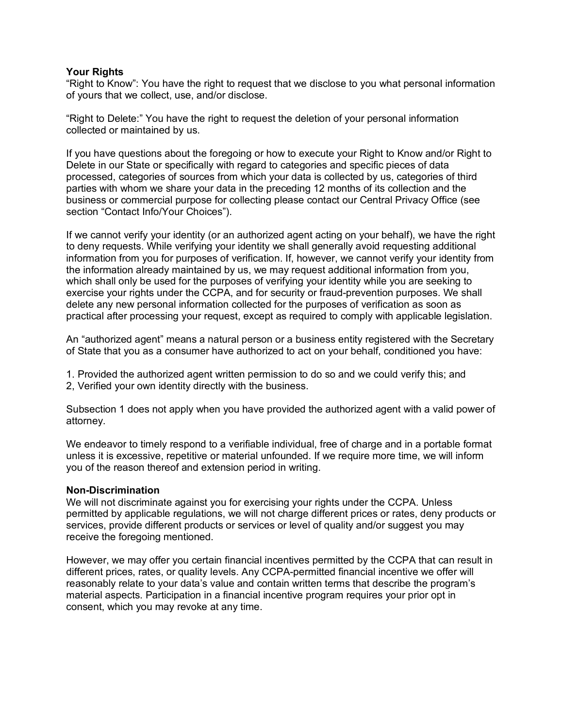**Your Rights**
"Right to Know": You have the right to request that we disclose to you what personal information of yours that we collect, use, and/or disclose.

"Right to Delete:" You have the right to request the deletion of your personal information collected or maintained by us.

If you have questions about the foregoing or how to execute your Right to Know and/or Right to Delete in our State or specifically with regard to categories and specific pieces of data processed, categories of sources from which your data is collected by us, categories of third parties with whom we share your data in the preceding 12 months of its collection and the business or commercial purpose for collecting please contact our Central Privacy Office (see section "Contact Info/Your Choices").

If we cannot verify your identity (or an authorized agent acting on your behalf), we have the right to deny requests. While verifying your identity we shall generally avoid requesting additional information from you for purposes of verification. If, however, we cannot verify your identity from the information already maintained by us, we may request additional information from you, which shall only be used for the purposes of verifying your identity while you are seeking to exercise your rights under the CCPA, and for security or fraud-prevention purposes. We shall delete any new personal information collected for the purposes of verification as soon as practical after processing your request, except as required to comply with applicable legislation.

An "authorized agent" means a natural person or a business entity registered with the Secretary of State that you as a consumer have authorized to act on your behalf, conditioned you have:

1. Provided the authorized agent written permission to do so and we could verify this; and
2, Verified your own identity directly with the business.

Subsection 1 does not apply when you have provided the authorized agent with a valid power of attorney.

We endeavor to timely respond to a verifiable individual, free of charge and in a portable format unless it is excessive, repetitive or material unfounded. If we require more time, we will inform you of the reason thereof and extension period in writing.

**Non-Discrimination**
We will not discriminate against you for exercising your rights under the CCPA. Unless permitted by applicable regulations, we will not charge different prices or rates, deny products or services, provide different products or services or level of quality and/or suggest you may receive the foregoing mentioned.

However, we may offer you certain financial incentives permitted by the CCPA that can result in different prices, rates, or quality levels. Any CCPA-permitted financial incentive we offer will reasonably relate to your data's value and contain written terms that describe the program's material aspects. Participation in a financial incentive program requires your prior opt in consent, which you may revoke at any time.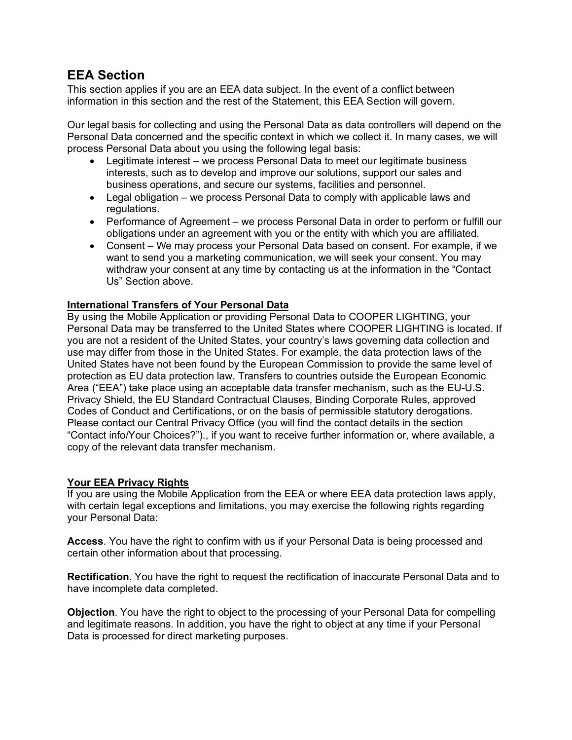## EEA Section

This section applies if you are an EEA data subject. In the event of a conflict between information in this section and the rest of the Statement, this EEA Section will govern.

Our legal basis for collecting and using the Personal Data as data controllers will depend on the Personal Data concerned and the specific context in which we collect it. In many cases, we will process Personal Data about you using the following legal basis:

- Legitimate interest – we process Personal Data to meet our legitimate business interests, such as to develop and improve our solutions, support our sales and business operations, and secure our systems, facilities and personnel.
- Legal obligation – we process Personal Data to comply with applicable laws and regulations.
- Performance of Agreement – we process Personal Data in order to perform or fulfill our obligations under an agreement with you or the entity with which you are affiliated.
- Consent – We may process your Personal Data based on consent. For example, if we want to send you a marketing communication, we will seek your consent. You may withdraw your consent at any time by contacting us at the information in the "Contact Us" Section above.

**International Transfers of Your Personal Data**

By using the Mobile Application or providing Personal Data to COOPER LIGHTING, your Personal Data may be transferred to the United States where COOPER LIGHTING is located. If you are not a resident of the United States, your country's laws governing data collection and use may differ from those in the United States. For example, the data protection laws of the United States have not been found by the European Commission to provide the same level of protection as EU data protection law. Transfers to countries outside the European Economic Area ("EEA") take place using an acceptable data transfer mechanism, such as the EU-U.S. Privacy Shield, the EU Standard Contractual Clauses, Binding Corporate Rules, approved Codes of Conduct and Certifications, or on the basis of permissible statutory derogations. Please contact our Central Privacy Office (you will find the contact details in the section "Contact info/Your Choices?")., if you want to receive further information or, where available, a copy of the relevant data transfer mechanism.

**Your EEA Privacy Rights**

If you are using the Mobile Application from the EEA or where EEA data protection laws apply, with certain legal exceptions and limitations, you may exercise the following rights regarding your Personal Data:

**Access**. You have the right to confirm with us if your Personal Data is being processed and certain other information about that processing.

**Rectification**. You have the right to request the rectification of inaccurate Personal Data and to have incomplete data completed.

**Objection**. You have the right to object to the processing of your Personal Data for compelling and legitimate reasons. In addition, you have the right to object at any time if your Personal Data is processed for direct marketing purposes.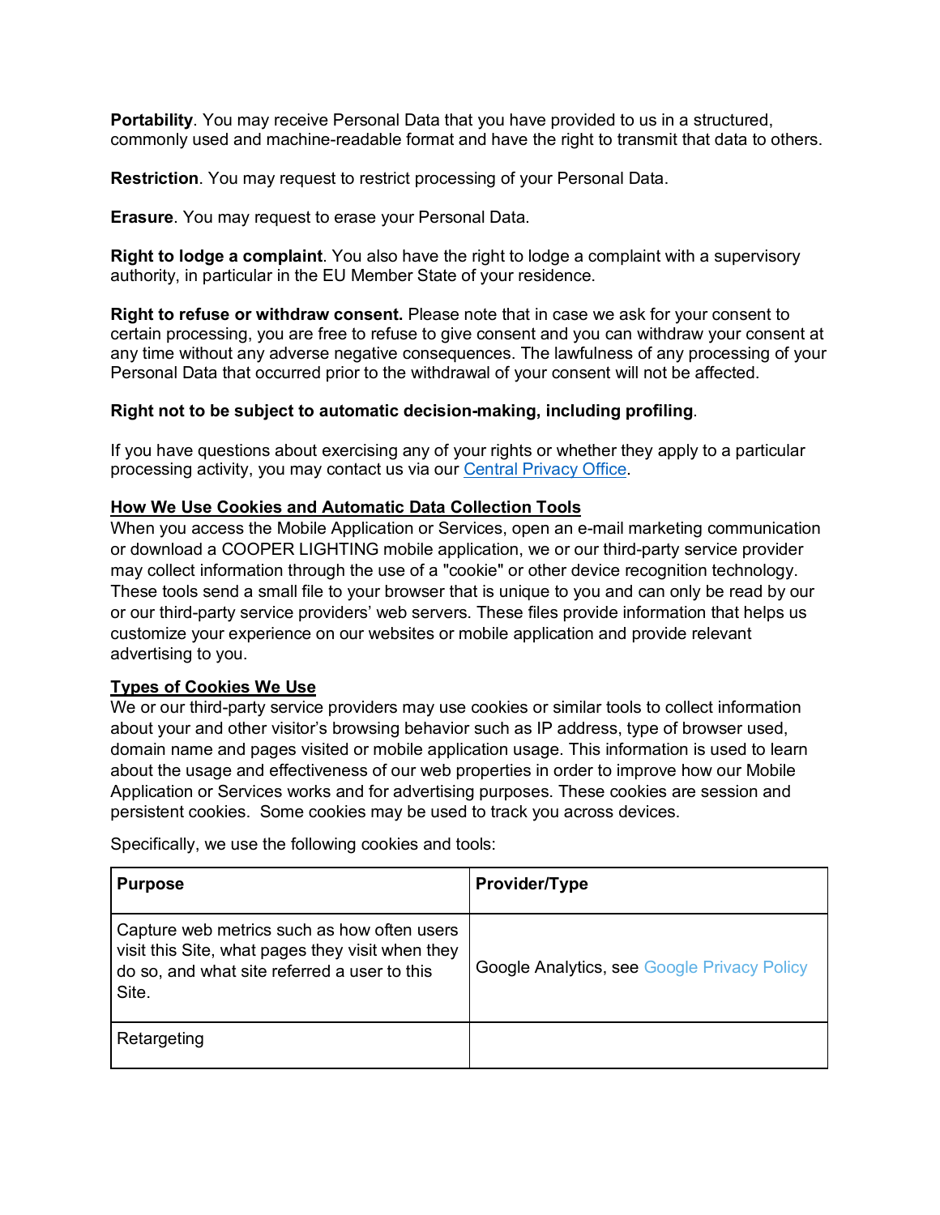**Portability**. You may receive Personal Data that you have provided to us in a structured, commonly used and machine-readable format and have the right to transmit that data to others.

**Restriction**. You may request to restrict processing of your Personal Data.

**Erasure**. You may request to erase your Personal Data.

**Right to lodge a complaint**. You also have the right to lodge a complaint with a supervisory authority, in particular in the EU Member State of your residence.

**Right to refuse or withdraw consent.** Please note that in case we ask for your consent to certain processing, you are free to refuse to give consent and you can withdraw your consent at any time without any adverse negative consequences. The lawfulness of any processing of your Personal Data that occurred prior to the withdrawal of your consent will not be affected.

**Right not to be subject to automatic decision-making, including profiling**.

If you have questions about exercising any of your rights or whether they apply to a particular processing activity, you may contact us via our Central Privacy Office.

**How We Use Cookies and Automatic Data Collection Tools**

When you access the Mobile Application or Services, open an e-mail marketing communication or download a COOPER LIGHTING mobile application, we or our third-party service provider may collect information through the use of a "cookie" or other device recognition technology. These tools send a small file to your browser that is unique to you and can only be read by our or our third-party service providers' web servers. These files provide information that helps us customize your experience on our websites or mobile application and provide relevant advertising to you.

**Types of Cookies We Use**

We or our third-party service providers may use cookies or similar tools to collect information about your and other visitor's browsing behavior such as IP address, type of browser used, domain name and pages visited or mobile application usage. This information is used to learn about the usage and effectiveness of our web properties in order to improve how our Mobile Application or Services works and for advertising purposes. These cookies are session and persistent cookies. Some cookies may be used to track you across devices.

Specifically, we use the following cookies and tools:

| Purpose | Provider/Type |
|---|---|
| Capture web metrics such as how often users visit this Site, what pages they visit when they do so, and what site referred a user to this Site. | Google Analytics, see Google Privacy Policy |
| Retargeting | |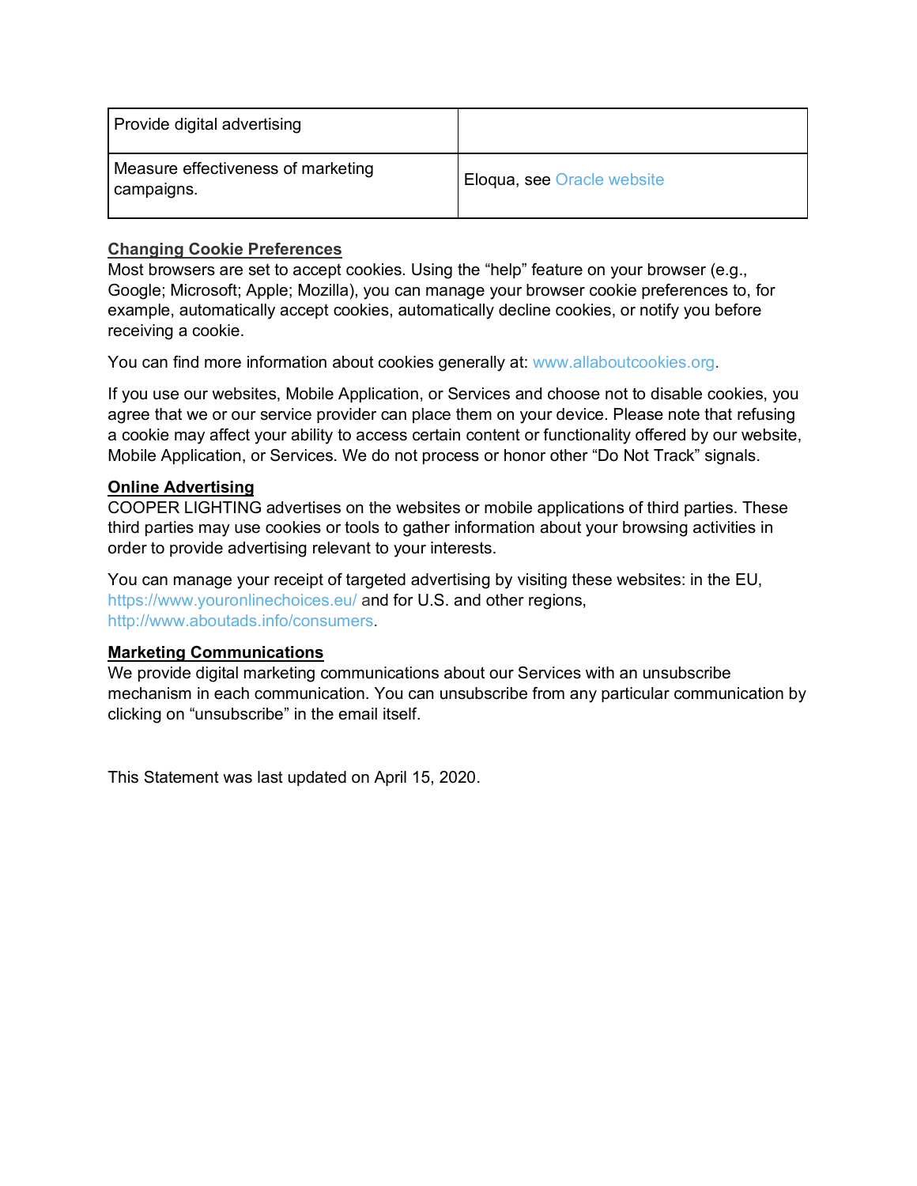| | |
|---|---|
| Provide digital advertising | |
| Measure effectiveness of marketing campaigns. | Eloqua, see Oracle website |

**Changing Cookie Preferences**

Most browsers are set to accept cookies. Using the “help” feature on your browser (e.g., Google; Microsoft; Apple; Mozilla), you can manage your browser cookie preferences to, for example, automatically accept cookies, automatically decline cookies, or notify you before receiving a cookie.

You can find more information about cookies generally at: www.allaboutcookies.org.

If you use our websites, Mobile Application, or Services and choose not to disable cookies, you agree that we or our service provider can place them on your device. Please note that refusing a cookie may affect your ability to access certain content or functionality offered by our website, Mobile Application, or Services. We do not process or honor other “Do Not Track” signals.

**Online Advertising**

COOPER LIGHTING advertises on the websites or mobile applications of third parties. These third parties may use cookies or tools to gather information about your browsing activities in order to provide advertising relevant to your interests.

You can manage your receipt of targeted advertising by visiting these websites: in the EU, https://www.youronlinechoices.eu/ and for U.S. and other regions, http://www.aboutads.info/consumers.

**Marketing Communications**

We provide digital marketing communications about our Services with an unsubscribe mechanism in each communication. You can unsubscribe from any particular communication by clicking on “unsubscribe” in the email itself.

This Statement was last updated on April 15, 2020.